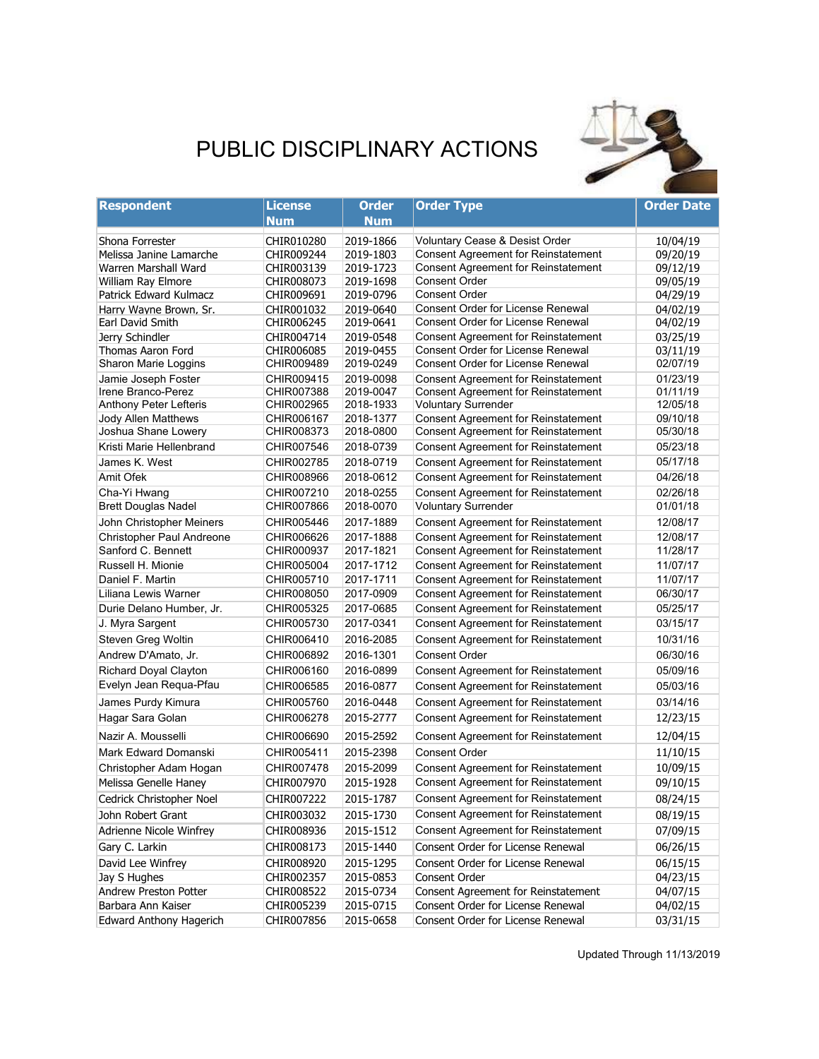# PUBLIC DISCIPLINARY ACTIONS

| Respondent | License Num | Order Num | Order Type | Order Date |
|---|---|---|---|---|
| Shona Forrester | CHIR010280 | 2019-1866 | Voluntary Cease & Desist Order | 10/04/19 |
| Melissa Janine Lamarche | CHIR009244 | 2019-1803 | Consent Agreement for Reinstatement | 09/20/19 |
| Warren Marshall Ward | CHIR003139 | 2019-1723 | Consent Agreement for Reinstatement | 09/12/19 |
| William Ray Elmore | CHIR008073 | 2019-1698 | Consent Order | 09/05/19 |
| Patrick Edward Kulmacz | CHIR009691 | 2019-0796 | Consent Order | 04/29/19 |
| Harry Wayne Brown, Sr. | CHIR001032 | 2019-0640 | Consent Order for License Renewal | 04/02/19 |
| Earl David Smith | CHIR006245 | 2019-0641 | Consent Order for License Renewal | 04/02/19 |
| Jerry Schindler | CHIR004714 | 2019-0548 | Consent Agreement for Reinstatement | 03/25/19 |
| Thomas Aaron Ford | CHIR006085 | 2019-0455 | Consent Order for License Renewal | 03/11/19 |
| Sharon Marie Loggins | CHIR009489 | 2019-0249 | Consent Order for License Renewal | 02/07/19 |
| Jamie Joseph Foster | CHIR009415 | 2019-0098 | Consent Agreement for Reinstatement | 01/23/19 |
| Irene Branco-Perez | CHIR007388 | 2019-0047 | Consent Agreement for Reinstatement | 01/11/19 |
| Anthony Peter Lefteris | CHIR002965 | 2018-1933 | Voluntary Surrender | 12/05/18 |
| Jody Allen Matthews | CHIR006167 | 2018-1377 | Consent Agreement for Reinstatement | 09/10/18 |
| Joshua Shane Lowery | CHIR008373 | 2018-0800 | Consent Agreement for Reinstatement | 05/30/18 |
| Kristi Marie Hellenbrand | CHIR007546 | 2018-0739 | Consent Agreement for Reinstatement | 05/23/18 |
| James K. West | CHIR002785 | 2018-0719 | Consent Agreement for Reinstatement | 05/17/18 |
| Amit Ofek | CHIR008966 | 2018-0612 | Consent Agreement for Reinstatement | 04/26/18 |
| Cha-Yi Hwang | CHIR007210 | 2018-0255 | Consent Agreement for Reinstatement | 02/26/18 |
| Brett Douglas Nadel | CHIR007866 | 2018-0070 | Voluntary Surrender | 01/01/18 |
| John Christopher Meiners | CHIR005446 | 2017-1889 | Consent Agreement for Reinstatement | 12/08/17 |
| Christopher Paul Andreone | CHIR006626 | 2017-1888 | Consent Agreement for Reinstatement | 12/08/17 |
| Sanford C. Bennett | CHIR000937 | 2017-1821 | Consent Agreement for Reinstatement | 11/28/17 |
| Russell H. Mionie | CHIR005004 | 2017-1712 | Consent Agreement for Reinstatement | 11/07/17 |
| Daniel F. Martin | CHIR005710 | 2017-1711 | Consent Agreement for Reinstatement | 11/07/17 |
| Liliana Lewis Warner | CHIR008050 | 2017-0909 | Consent Agreement for Reinstatement | 06/30/17 |
| Durie Delano Humber, Jr. | CHIR005325 | 2017-0685 | Consent Agreement for Reinstatement | 05/25/17 |
| J. Myra Sargent | CHIR005730 | 2017-0341 | Consent Agreement for Reinstatement | 03/15/17 |
| Steven Greg Woltin | CHIR006410 | 2016-2085 | Consent Agreement for Reinstatement | 10/31/16 |
| Andrew D'Amato, Jr. | CHIR006892 | 2016-1301 | Consent Order | 06/30/16 |
| Richard Doyal Clayton | CHIR006160 | 2016-0899 | Consent Agreement for Reinstatement | 05/09/16 |
| Evelyn Jean Requa-Pfau | CHIR006585 | 2016-0877 | Consent Agreement for Reinstatement | 05/03/16 |
| James Purdy Kimura | CHIR005760 | 2016-0448 | Consent Agreement for Reinstatement | 03/14/16 |
| Hagar Sara Golan | CHIR006278 | 2015-2777 | Consent Agreement for Reinstatement | 12/23/15 |
| Nazir A. Mousselli | CHIR006690 | 2015-2592 | Consent Agreement for Reinstatement | 12/04/15 |
| Mark Edward Domanski | CHIR005411 | 2015-2398 | Consent Order | 11/10/15 |
| Christopher Adam Hogan | CHIR007478 | 2015-2099 | Consent Agreement for Reinstatement | 10/09/15 |
| Melissa Genelle Haney | CHIR007970 | 2015-1928 | Consent Agreement for Reinstatement | 09/10/15 |
| Cedrick Christopher Noel | CHIR007222 | 2015-1787 | Consent Agreement for Reinstatement | 08/24/15 |
| John Robert Grant | CHIR003032 | 2015-1730 | Consent Agreement for Reinstatement | 08/19/15 |
| Adrienne Nicole Winfrey | CHIR008936 | 2015-1512 | Consent Agreement for Reinstatement | 07/09/15 |
| Gary C. Larkin | CHIR008173 | 2015-1440 | Consent Order for License Renewal | 06/26/15 |
| David Lee Winfrey | CHIR008920 | 2015-1295 | Consent Order for License Renewal | 06/15/15 |
| Jay S Hughes | CHIR002357 | 2015-0853 | Consent Order | 04/23/15 |
| Andrew Preston Potter | CHIR008522 | 2015-0734 | Consent Agreement for Reinstatement | 04/07/15 |
| Barbara Ann Kaiser | CHIR005239 | 2015-0715 | Consent Order for License Renewal | 04/02/15 |
| Edward Anthony Hagerich | CHIR007856 | 2015-0658 | Consent Order for License Renewal | 03/31/15 |

Updated Through 11/13/2019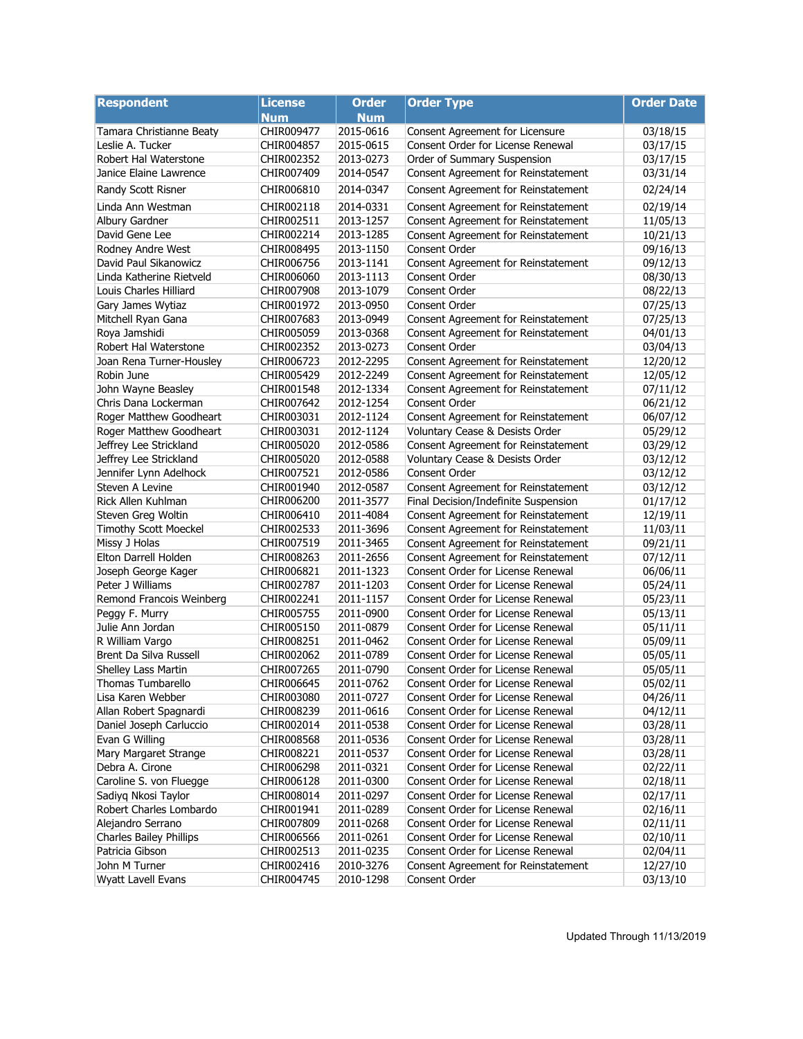| Respondent | License Num | Order Num | Order Type | Order Date |
|---|---|---|---|---|
| Tamara Christianne Beaty | CHIR009477 | 2015-0616 | Consent Agreement for Licensure | 03/18/15 |
| Leslie A. Tucker | CHIR004857 | 2015-0615 | Consent Order for License Renewal | 03/17/15 |
| Robert Hal Waterstone | CHIR002352 | 2013-0273 | Order of Summary Suspension | 03/17/15 |
| Janice Elaine Lawrence | CHIR007409 | 2014-0547 | Consent Agreement for Reinstatement | 03/31/14 |
| Randy Scott Risner | CHIR006810 | 2014-0347 | Consent Agreement for Reinstatement | 02/24/14 |
| Linda Ann Westman | CHIR002118 | 2014-0331 | Consent Agreement for Reinstatement | 02/19/14 |
| Albury Gardner | CHIR002511 | 2013-1257 | Consent Agreement for Reinstatement | 11/05/13 |
| David Gene Lee | CHIR002214 | 2013-1285 | Consent Agreement for Reinstatement | 10/21/13 |
| Rodney Andre West | CHIR008495 | 2013-1150 | Consent Order | 09/16/13 |
| David Paul Sikanowicz | CHIR006756 | 2013-1141 | Consent Agreement for Reinstatement | 09/12/13 |
| Linda Katherine Rietveld | CHIR006060 | 2013-1113 | Consent Order | 08/30/13 |
| Louis Charles Hilliard | CHIR007908 | 2013-1079 | Consent Order | 08/22/13 |
| Gary James Wytiaz | CHIR001972 | 2013-0950 | Consent Order | 07/25/13 |
| Mitchell Ryan Gana | CHIR007683 | 2013-0949 | Consent Agreement for Reinstatement | 07/25/13 |
| Roya Jamshidi | CHIR005059 | 2013-0368 | Consent Agreement for Reinstatement | 04/01/13 |
| Robert Hal Waterstone | CHIR002352 | 2013-0273 | Consent Order | 03/04/13 |
| Joan Rena Turner-Housley | CHIR006723 | 2012-2295 | Consent Agreement for Reinstatement | 12/20/12 |
| Robin June | CHIR005429 | 2012-2249 | Consent Agreement for Reinstatement | 12/05/12 |
| John Wayne Beasley | CHIR001548 | 2012-1334 | Consent Agreement for Reinstatement | 07/11/12 |
| Chris Dana Lockerman | CHIR007642 | 2012-1254 | Consent Order | 06/21/12 |
| Roger Matthew Goodheart | CHIR003031 | 2012-1124 | Consent Agreement for Reinstatement | 06/07/12 |
| Roger Matthew Goodheart | CHIR003031 | 2012-1124 | Voluntary Cease & Desists Order | 05/29/12 |
| Jeffrey Lee Strickland | CHIR005020 | 2012-0586 | Consent Agreement for Reinstatement | 03/29/12 |
| Jeffrey Lee Strickland | CHIR005020 | 2012-0588 | Voluntary Cease & Desists Order | 03/12/12 |
| Jennifer Lynn Adelhock | CHIR007521 | 2012-0586 | Consent Order | 03/12/12 |
| Steven A Levine | CHIR001940 | 2012-0587 | Consent Agreement for Reinstatement | 03/12/12 |
| Rick Allen Kuhlman | CHIR006200 | 2011-3577 | Final Decision/Indefinite Suspension | 01/17/12 |
| Steven Greg Woltin | CHIR006410 | 2011-4084 | Consent Agreement for Reinstatement | 12/19/11 |
| Timothy Scott Moeckel | CHIR002533 | 2011-3696 | Consent Agreement for Reinstatement | 11/03/11 |
| Missy J Holas | CHIR007519 | 2011-3465 | Consent Agreement for Reinstatement | 09/21/11 |
| Elton Darrell Holden | CHIR008263 | 2011-2656 | Consent Agreement for Reinstatement | 07/12/11 |
| Joseph George Kager | CHIR006821 | 2011-1323 | Consent Order for License Renewal | 06/06/11 |
| Peter J Williams | CHIR002787 | 2011-1203 | Consent Order for License Renewal | 05/24/11 |
| Remond Francois Weinberg | CHIR002241 | 2011-1157 | Consent Order for License Renewal | 05/23/11 |
| Peggy F. Murry | CHIR005755 | 2011-0900 | Consent Order for License Renewal | 05/13/11 |
| Julie Ann Jordan | CHIR005150 | 2011-0879 | Consent Order for License Renewal | 05/11/11 |
| R William Vargo | CHIR008251 | 2011-0462 | Consent Order for License Renewal | 05/09/11 |
| Brent Da Silva Russell | CHIR002062 | 2011-0789 | Consent Order for License Renewal | 05/05/11 |
| Shelley Lass Martin | CHIR007265 | 2011-0790 | Consent Order for License Renewal | 05/05/11 |
| Thomas Tumbarello | CHIR006645 | 2011-0762 | Consent Order for License Renewal | 05/02/11 |
| Lisa Karen Webber | CHIR003080 | 2011-0727 | Consent Order for License Renewal | 04/26/11 |
| Allan Robert Spagnardi | CHIR008239 | 2011-0616 | Consent Order for License Renewal | 04/12/11 |
| Daniel Joseph Carluccio | CHIR002014 | 2011-0538 | Consent Order for License Renewal | 03/28/11 |
| Evan G Willing | CHIR008568 | 2011-0536 | Consent Order for License Renewal | 03/28/11 |
| Mary Margaret Strange | CHIR008221 | 2011-0537 | Consent Order for License Renewal | 03/28/11 |
| Debra A. Cirone | CHIR006298 | 2011-0321 | Consent Order for License Renewal | 02/22/11 |
| Caroline S. von Fluegge | CHIR006128 | 2011-0300 | Consent Order for License Renewal | 02/18/11 |
| Sadiyq Nkosi Taylor | CHIR008014 | 2011-0297 | Consent Order for License Renewal | 02/17/11 |
| Robert Charles Lombardo | CHIR001941 | 2011-0289 | Consent Order for License Renewal | 02/16/11 |
| Alejandro Serrano | CHIR007809 | 2011-0268 | Consent Order for License Renewal | 02/11/11 |
| Charles Bailey Phillips | CHIR006566 | 2011-0261 | Consent Order for License Renewal | 02/10/11 |
| Patricia Gibson | CHIR002513 | 2011-0235 | Consent Order for License Renewal | 02/04/11 |
| John M Turner | CHIR002416 | 2010-3276 | Consent Agreement for Reinstatement | 12/27/10 |
| Wyatt Lavell Evans | CHIR004745 | 2010-1298 | Consent Order | 03/13/10 |

Updated Through 11/13/2019